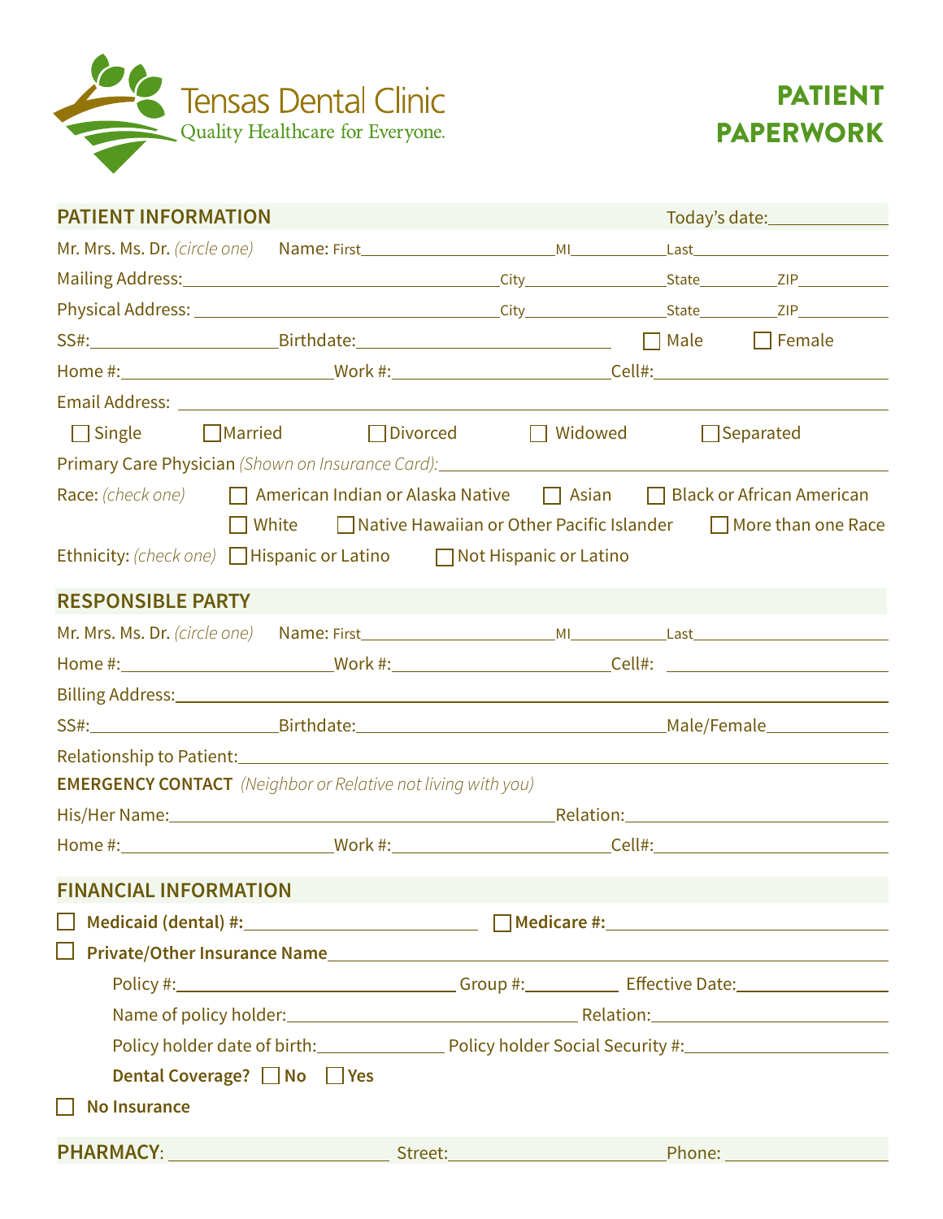# Tensas Dental Clinic

Quality Healthcare for Everyone.

# PATIENT PAPERWORK

## PATIENT INFORMATION

Today's date: ____________

Mr. Mrs. Ms. Dr. *(circle one)* Name: First ____________ MI ____________ Last ____________

Mailing Address: ____________ City ____________ State ____________ ZIP ____________

Physical Address: ____________ City ____________ State ____________ ZIP ____________

SS#: ____________ Birthdate: ____________ ☐ Male ☐ Female

Home #: ____________ Work #: ____________ Cell#: ____________

Email Address: ____________

☐ Single ☐ Married ☐ Divorced ☐ Widowed ☐ Separated

Primary Care Physician *(Shown on Insurance Card)*: ____________

Race: *(check one)* ☐ American Indian or Alaska Native ☐ Asian ☐ Black or African American ☐ White ☐ Native Hawaiian or Other Pacific Islander ☐ More than one Race

Ethnicity: *(check one)* ☐ Hispanic or Latino ☐ Not Hispanic or Latino

## RESPONSIBLE PARTY

Mr. Mrs. Ms. Dr. *(circle one)* Name: First ____________ MI ____________ Last ____________

Home #: ____________ Work #: ____________ Cell#: ____________

Billing Address: ____________

SS#: ____________ Birthdate: ____________ Male/Female ____________

Relationship to Patient: ____________

**EMERGENCY CONTACT** *(Neighbor or Relative not living with you)*

His/Her Name: ____________ Relation: ____________

Home #: ____________ Work #: ____________ Cell#: ____________

## FINANCIAL INFORMATION

☐ **Medicaid (dental) #:** ____________ ☐ **Medicare #:** ____________

☐ **Private/Other Insurance Name** ____________

Policy #: ____________ Group #: ____________ Effective Date: ____________

Name of policy holder: ____________ Relation: ____________

Policy holder date of birth: ____________ Policy holder Social Security #: ____________

**Dental Coverage?** ☐ **No** ☐ **Yes**

☐ **No Insurance**

**PHARMACY**: ____________ Street: ____________ Phone: ____________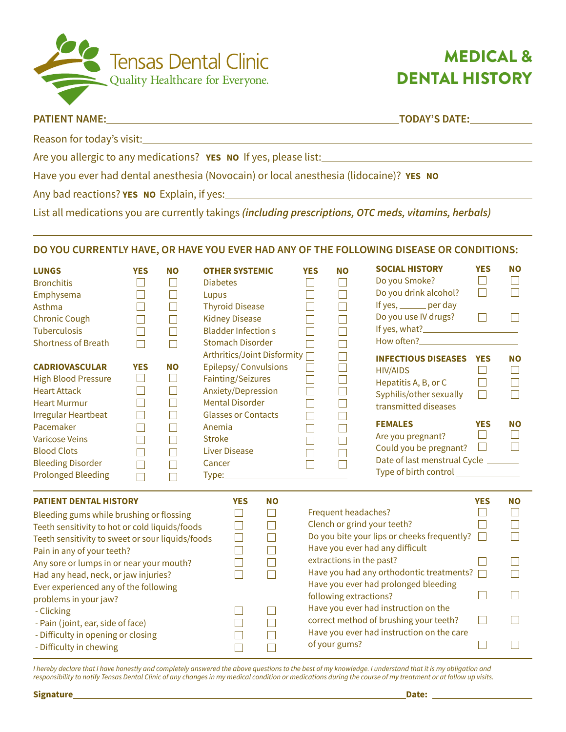Tensas Dental Clinic
Quality Healthcare for Everyone.

# MEDICAL & DENTAL HISTORY

**PATIENT NAME:**\_\_\_\_\_\_\_\_\_\_\_\_\_\_\_\_\_\_\_\_\_\_\_\_\_\_\_\_\_\_\_\_\_\_\_\_\_\_\_\_ **TODAY'S DATE:**\_\_\_\_\_\_\_\_\_\_

Reason for today's visit:\_\_\_\_\_\_\_\_\_\_\_\_\_\_\_\_\_\_\_\_\_\_\_\_\_\_\_\_\_\_\_\_\_\_\_\_\_\_\_\_\_\_\_\_

Are you allergic to any medications? **YES** **NO** If yes, please list:\_\_\_\_\_\_\_\_\_\_\_\_\_\_\_\_\_\_\_\_\_\_\_\_\_\_\_\_

Have you ever had dental anesthesia (Novocain) or local anesthesia (lidocaine)? **YES** **NO**

Any bad reactions? **YES** **NO** Explain, if yes:\_\_\_\_\_\_\_\_\_\_\_\_\_\_\_\_\_\_\_\_\_\_\_\_\_\_\_\_\_\_\_\_\_\_\_\_

List all medications you are currently takings ***(including prescriptions, OTC meds, vitamins, herbals)***

\_\_\_\_\_\_\_\_\_\_\_\_\_\_\_\_\_\_\_\_\_\_\_\_\_\_\_\_\_\_\_\_\_\_\_\_\_\_\_\_\_\_\_\_\_\_\_\_\_\_\_\_\_\_\_\_\_\_\_\_\_\_\_\_\_\_\_\_

## DO YOU CURRENTLY HAVE, OR HAVE YOU EVER HAD ANY OF THE FOLLOWING DISEASE OR CONDITIONS:

| LUNGS | YES | NO |
|---|---|---|
| Bronchitis | ☐ | ☐ |
| Emphysema | ☐ | ☐ |
| Asthma | ☐ | ☐ |
| Chronic Cough | ☐ | ☐ |
| Tuberculosis | ☐ | ☐ |
| Shortness of Breath | ☐ | ☐ |

| CADRIOVASCULAR | YES | NO |
|---|---|---|
| High Blood Pressure | ☐ | ☐ |
| Heart Attack | ☐ | ☐ |
| Heart Murmur | ☐ | ☐ |
| Irregular Heartbeat | ☐ | ☐ |
| Pacemaker | ☐ | ☐ |
| Varicose Veins | ☐ | ☐ |
| Blood Clots | ☐ | ☐ |
| Bleeding Disorder | ☐ | ☐ |
| Prolonged Bleeding | ☐ | ☐ |

| OTHER SYSTEMIC | YES | NO |
|---|---|---|
| Diabetes | ☐ | ☐ |
| Lupus | ☐ | ☐ |
| Thyroid Disease | ☐ | ☐ |
| Kidney Disease | ☐ | ☐ |
| Bladder Infection s | ☐ | ☐ |
| Stomach Disorder | ☐ | ☐ |
| Arthritics/Joint Disformity | ☐ | ☐ |
| Epilepsy/ Convulsions | ☐ | ☐ |
| Fainting/Seizures | ☐ | ☐ |
| Anxiety/Depression | ☐ | ☐ |
| Mental Disorder | ☐ | ☐ |
| Glasses or Contacts | ☐ | ☐ |
| Anemia | ☐ | ☐ |
| Stroke | ☐ | ☐ |
| Liver Disease | ☐ | ☐ |
| Cancer | ☐ | ☐ |
| Type:\_\_\_\_\_\_\_\_\_\_\_\_\_\_\_\_ | | |

| SOCIAL HISTORY | YES | NO |
|---|---|---|
| Do you Smoke? | ☐ | ☐ |
| Do you drink alcohol? | ☐ | ☐ |
| If yes, \_\_\_\_\_\_ per day | | |
| Do you use IV drugs? | ☐ | ☐ |
| If yes, what?\_\_\_\_\_\_\_\_\_\_\_\_\_\_\_\_ | | |
| How often?\_\_\_\_\_\_\_\_\_\_\_\_\_\_\_\_ | | |

| INFECTIOUS DISEASES | YES | NO |
|---|---|---|
| HIV/AIDS | ☐ | ☐ |
| Hepatitis A, B, or C | ☐ | ☐ |
| Syphilis/other sexually transmitted diseases | ☐ | ☐ |

| FEMALES | YES | NO |
|---|---|---|
| Are you pregnant? | ☐ | ☐ |
| Could you be pregnant? | ☐ | ☐ |
| Date of last menstrual Cycle \_\_\_\_\_\_\_ | | |
| Type of birth control \_\_\_\_\_\_\_\_\_\_\_\_ | | |

| PATIENT DENTAL HISTORY | YES | NO |
|---|---|---|
| Bleeding gums while brushing or flossing | ☐ | ☐ |
| Teeth sensitivity to hot or cold liquids/foods | ☐ | ☐ |
| Teeth sensitivity to sweet or sour liquids/foods | ☐ | ☐ |
| Pain in any of your teeth? | ☐ | ☐ |
| Any sore or lumps in or near your mouth? | ☐ | ☐ |
| Had any head, neck, or jaw injuries? | ☐ | ☐ |
| Ever experienced any of the following problems in your jaw? | | |
| - Clicking | ☐ | ☐ |
| - Pain (joint, ear, side of face) | ☐ | ☐ |
| - Difficulty in opening or closing | ☐ | ☐ |
| - Difficulty in chewing | ☐ | ☐ |

| | YES | NO |
|---|---|---|
| Frequent headaches? | ☐ | ☐ |
| Clench or grind your teeth? | ☐ | ☐ |
| Do you bite your lips or cheeks frequently? | ☐ | ☐ |
| Have you ever had any difficult extractions in the past? | ☐ | ☐ |
| Have you had any orthodontic treatments? | ☐ | ☐ |
| Have you ever had prolonged bleeding following extractions? | ☐ | ☐ |
| Have you ever had instruction on the correct method of brushing your teeth? | ☐ | ☐ |
| Have you ever had instruction on the care of your gums? | ☐ | ☐ |

*I hereby declare that I have honestly and completely answered the above questions to the best of my knowledge. I understand that it is my obligation and responsibility to notify Tensas Dental Clinic of any changes in my medical condition or medications during the course of my treatment or at follow up visits.*

**Signature**\_\_\_\_\_\_\_\_\_\_\_\_\_\_\_\_\_\_\_\_\_\_\_\_\_\_\_\_\_\_\_\_\_\_\_\_\_\_\_\_ **Date:** \_\_\_\_\_\_\_\_\_\_\_\_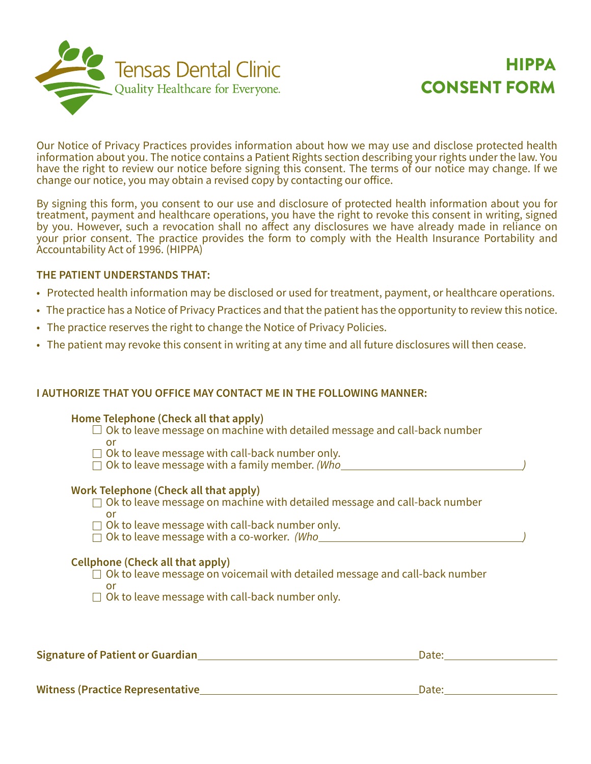Tensas Dental Clinic
Quality Healthcare for Everyone.

# HIPPA CONSENT FORM

Our Notice of Privacy Practices provides information about how we may use and disclose protected health information about you. The notice contains a Patient Rights section describing your rights under the law. You have the right to review our notice before signing this consent. The terms of our notice may change. If we change our notice, you may obtain a revised copy by contacting our office.

By signing this form, you consent to our use and disclosure of protected health information about you for treatment, payment and healthcare operations, you have the right to revoke this consent in writing, signed by you. However, such a revocation shall no affect any disclosures we have already made in reliance on your prior consent. The practice provides the form to comply with the Health Insurance Portability and Accountability Act of 1996. (HIPPA)

**THE PATIENT UNDERSTANDS THAT:**

- Protected health information may be disclosed or used for treatment, payment, or healthcare operations.
- The practice has a Notice of Privacy Practices and that the patient has the opportunity to review this notice.
- The practice reserves the right to change the Notice of Privacy Policies.
- The patient may revoke this consent in writing at any time and all future disclosures will then cease.

**I AUTHORIZE THAT YOU OFFICE MAY CONTACT ME IN THE FOLLOWING MANNER:**

**Home Telephone (Check all that apply)**

☐ Ok to leave message on machine with detailed message and call-back number
or
☐ Ok to leave message with call-back number only.
☐ Ok to leave message with a family member. *(Who\_\_\_\_\_\_\_\_\_\_\_\_\_\_\_\_\_\_\_\_\_\_\_\_\_\_\_\_)*

**Work Telephone (Check all that apply)**

☐ Ok to leave message on machine with detailed message and call-back number
or
☐ Ok to leave message with call-back number only.
☐ Ok to leave message with a co-worker. *(Who\_\_\_\_\_\_\_\_\_\_\_\_\_\_\_\_\_\_\_\_\_\_\_\_\_\_\_\_)*

**Cellphone (Check all that apply)**

☐ Ok to leave message on voicemail with detailed message and call-back number
or
☐ Ok to leave message with call-back number only.

**Signature of Patient or Guardian**\_\_\_\_\_\_\_\_\_\_\_\_\_\_\_\_\_\_\_\_\_\_\_\_\_\_\_\_\_\_\_\_ Date:\_\_\_\_\_\_\_\_\_\_\_\_\_\_\_\_

**Witness (Practice Representative**\_\_\_\_\_\_\_\_\_\_\_\_\_\_\_\_\_\_\_\_\_\_\_\_\_\_\_\_\_\_\_\_ Date:\_\_\_\_\_\_\_\_\_\_\_\_\_\_\_\_